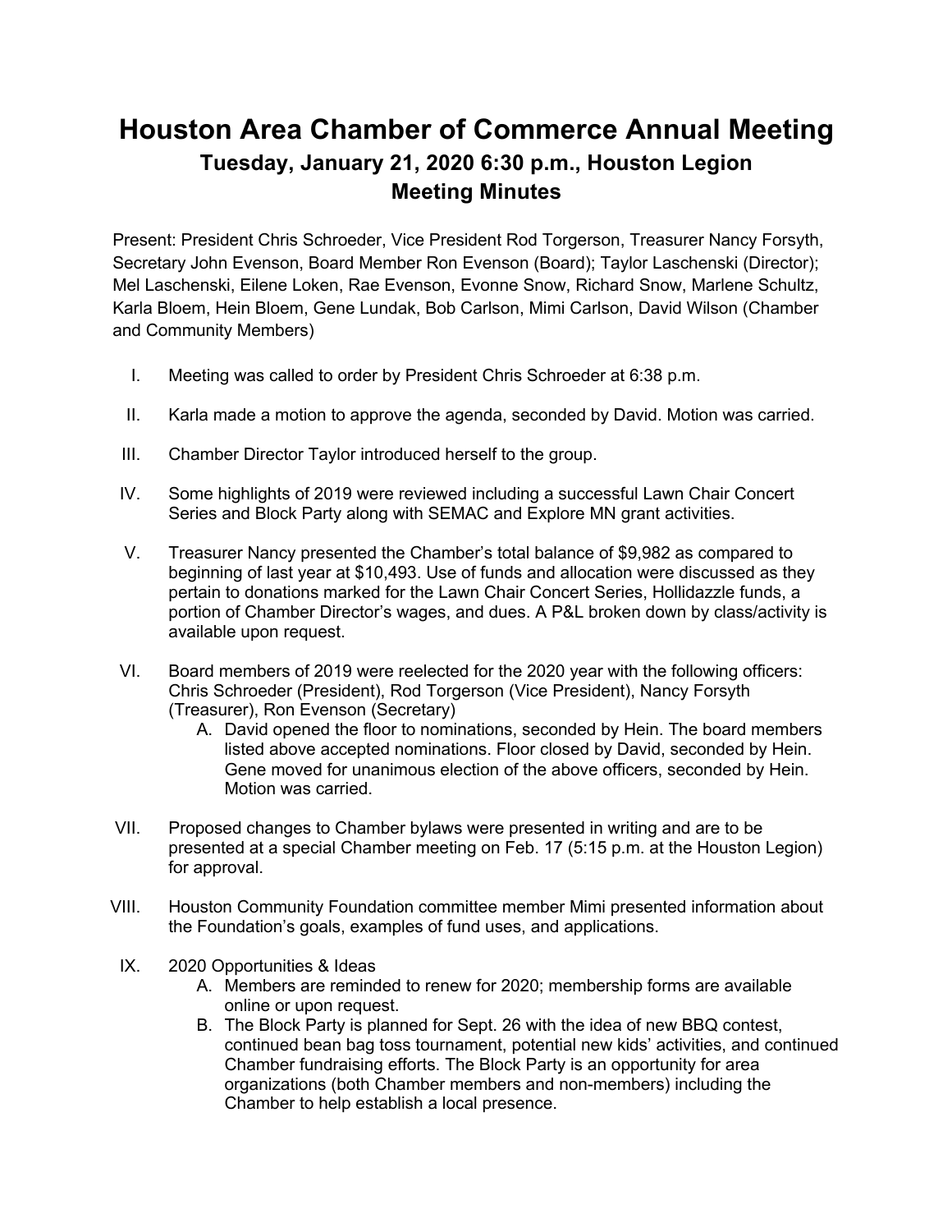# Houston Area Chamber of Commerce Annual Meeting

## Tuesday, January 21, 2020 6:30 p.m., Houston Legion

## Meeting Minutes

Present: President Chris Schroeder, Vice President Rod Torgerson, Treasurer Nancy Forsyth, Secretary John Evenson, Board Member Ron Evenson (Board); Taylor Laschenski (Director); Mel Laschenski, Eilene Loken, Rae Evenson, Evonne Snow, Richard Snow, Marlene Schultz, Karla Bloem, Hein Bloem, Gene Lundak, Bob Carlson, Mimi Carlson, David Wilson (Chamber and Community Members)

I. Meeting was called to order by President Chris Schroeder at 6:38 p.m.

II. Karla made a motion to approve the agenda, seconded by David. Motion was carried.

III. Chamber Director Taylor introduced herself to the group.

IV. Some highlights of 2019 were reviewed including a successful Lawn Chair Concert Series and Block Party along with SEMAC and Explore MN grant activities.

V. Treasurer Nancy presented the Chamber's total balance of $9,982 as compared to beginning of last year at $10,493. Use of funds and allocation were discussed as they pertain to donations marked for the Lawn Chair Concert Series, Hollidazzle funds, a portion of Chamber Director's wages, and dues. A P&L broken down by class/activity is available upon request.

VI. Board members of 2019 were reelected for the 2020 year with the following officers: Chris Schroeder (President), Rod Torgerson (Vice President), Nancy Forsyth (Treasurer), Ron Evenson (Secretary)
   A. David opened the floor to nominations, seconded by Hein. The board members listed above accepted nominations. Floor closed by David, seconded by Hein. Gene moved for unanimous election of the above officers, seconded by Hein. Motion was carried.

VII. Proposed changes to Chamber bylaws were presented in writing and are to be presented at a special Chamber meeting on Feb. 17 (5:15 p.m. at the Houston Legion) for approval.

VIII. Houston Community Foundation committee member Mimi presented information about the Foundation's goals, examples of fund uses, and applications.

IX. 2020 Opportunities & Ideas
   A. Members are reminded to renew for 2020; membership forms are available online or upon request.
   B. The Block Party is planned for Sept. 26 with the idea of new BBQ contest, continued bean bag toss tournament, potential new kids' activities, and continued Chamber fundraising efforts. The Block Party is an opportunity for area organizations (both Chamber members and non-members) including the Chamber to help establish a local presence.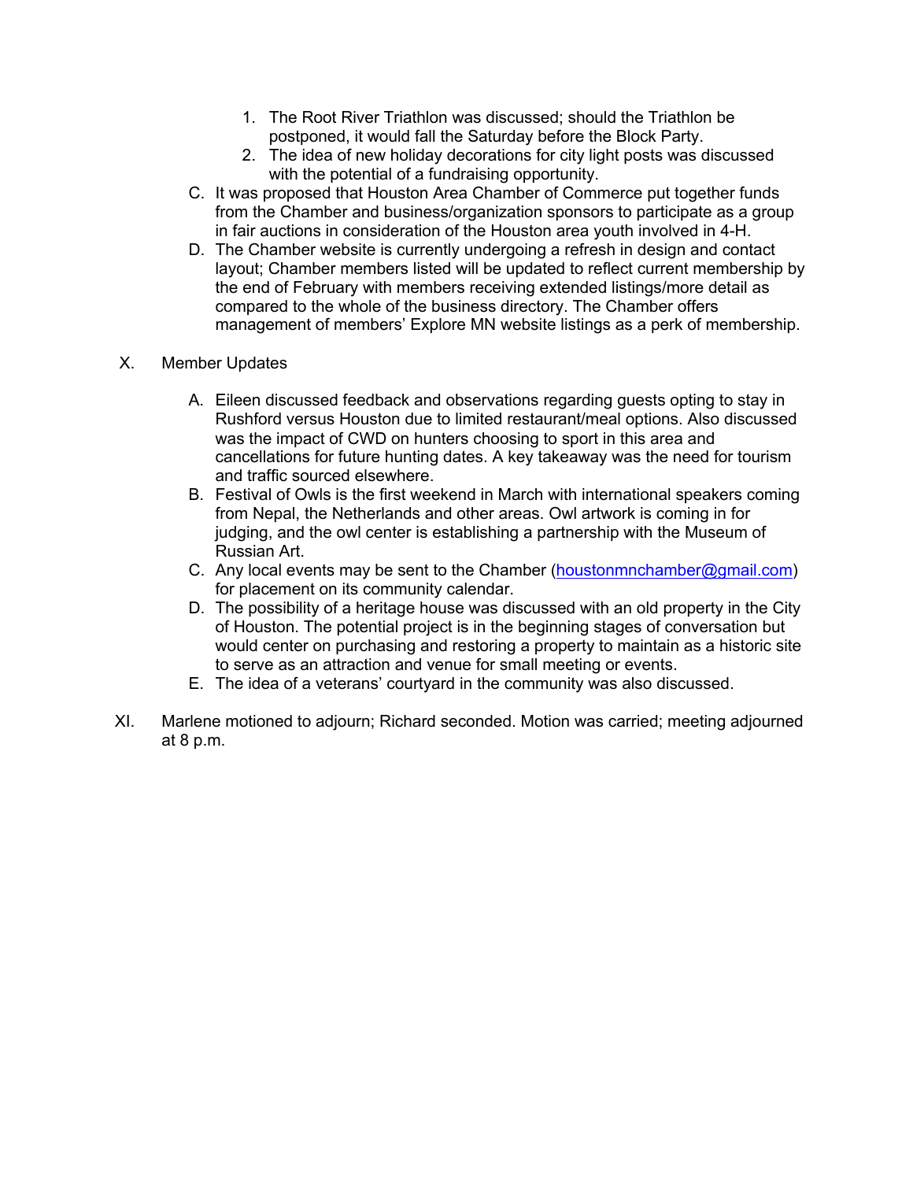1. The Root River Triathlon was discussed; should the Triathlon be postponed, it would fall the Saturday before the Block Party.
2. The idea of new holiday decorations for city light posts was discussed with the potential of a fundraising opportunity.

C. It was proposed that Houston Area Chamber of Commerce put together funds from the Chamber and business/organization sponsors to participate as a group in fair auctions in consideration of the Houston area youth involved in 4-H.

D. The Chamber website is currently undergoing a refresh in design and contact layout; Chamber members listed will be updated to reflect current membership by the end of February with members receiving extended listings/more detail as compared to the whole of the business directory. The Chamber offers management of members' Explore MN website listings as a perk of membership.

X. Member Updates

A. Eileen discussed feedback and observations regarding guests opting to stay in Rushford versus Houston due to limited restaurant/meal options. Also discussed was the impact of CWD on hunters choosing to sport in this area and cancellations for future hunting dates. A key takeaway was the need for tourism and traffic sourced elsewhere.

B. Festival of Owls is the first weekend in March with international speakers coming from Nepal, the Netherlands and other areas. Owl artwork is coming in for judging, and the owl center is establishing a partnership with the Museum of Russian Art.

C. Any local events may be sent to the Chamber (houstonmnchamber@gmail.com) for placement on its community calendar.

D. The possibility of a heritage house was discussed with an old property in the City of Houston. The potential project is in the beginning stages of conversation but would center on purchasing and restoring a property to maintain as a historic site to serve as an attraction and venue for small meeting or events.

E. The idea of a veterans' courtyard in the community was also discussed.

XI. Marlene motioned to adjourn; Richard seconded. Motion was carried; meeting adjourned at 8 p.m.